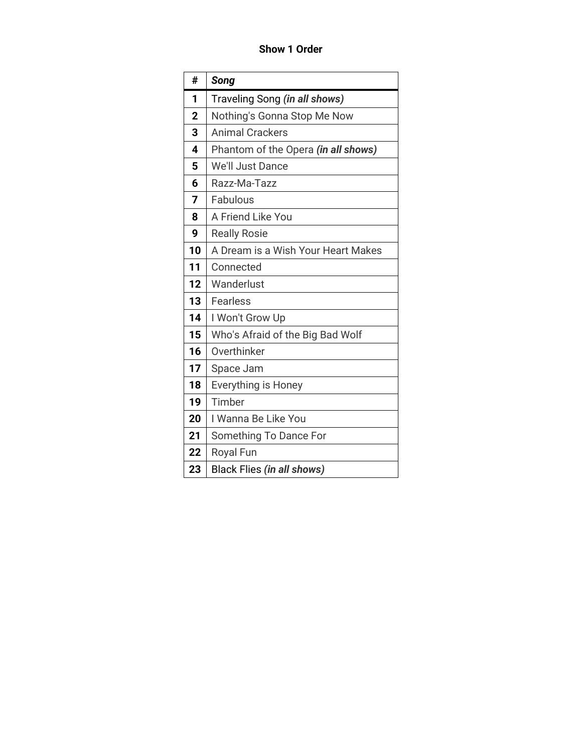**Show 1 Order**

| # | *Song* |
|---|---|
| **1** | Traveling Song ***(in all shows)*** |
| **2** | Nothing's Gonna Stop Me Now |
| **3** | Animal Crackers |
| **4** | Phantom of the Opera ***(in all shows)*** |
| **5** | We'll Just Dance |
| **6** | Razz-Ma-Tazz |
| **7** | Fabulous |
| **8** | A Friend Like You |
| **9** | Really Rosie |
| **10** | A Dream is a Wish Your Heart Makes |
| **11** | Connected |
| **12** | Wanderlust |
| **13** | Fearless |
| **14** | I Won't Grow Up |
| **15** | Who's Afraid of the Big Bad Wolf |
| **16** | Overthinker |
| **17** | Space Jam |
| **18** | Everything is Honey |
| **19** | Timber |
| **20** | I Wanna Be Like You |
| **21** | Something To Dance For |
| **22** | Royal Fun |
| **23** | Black Flies ***(in all shows)*** |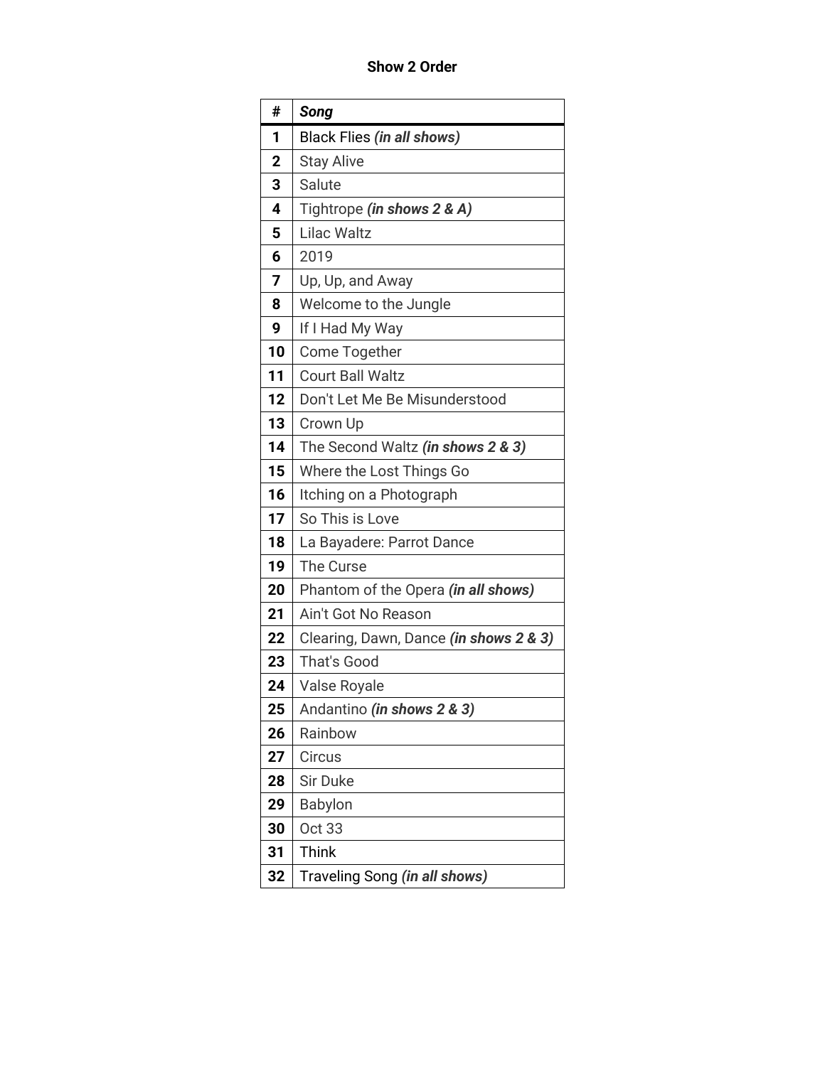**Show 2 Order**

| # | ***Song*** |
|---|---|
| **1** | Black Flies ***(in all shows)*** |
| **2** | Stay Alive |
| **3** | Salute |
| **4** | Tightrope ***(in shows 2 & A)*** |
| **5** | Lilac Waltz |
| **6** | 2019 |
| **7** | Up, Up, and Away |
| **8** | Welcome to the Jungle |
| **9** | If I Had My Way |
| **10** | Come Together |
| **11** | Court Ball Waltz |
| **12** | Don't Let Me Be Misunderstood |
| **13** | Crown Up |
| **14** | The Second Waltz ***(in shows 2 & 3)*** |
| **15** | Where the Lost Things Go |
| **16** | Itching on a Photograph |
| **17** | So This is Love |
| **18** | La Bayadere: Parrot Dance |
| **19** | The Curse |
| **20** | Phantom of the Opera ***(in all shows)*** |
| **21** | Ain't Got No Reason |
| **22** | Clearing, Dawn, Dance ***(in shows 2 & 3)*** |
| **23** | That's Good |
| **24** | Valse Royale |
| **25** | Andantino ***(in shows 2 & 3)*** |
| **26** | Rainbow |
| **27** | Circus |
| **28** | Sir Duke |
| **29** | Babylon |
| **30** | Oct 33 |
| **31** | Think |
| **32** | Traveling Song ***(in all shows)*** |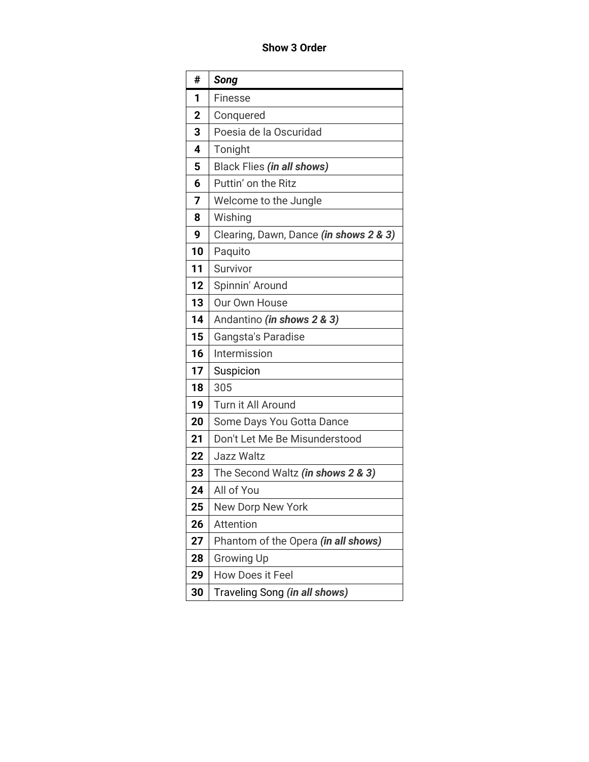**Show 3 Order**

| **#** | ***Song*** |
|---|---|
| **1** | Finesse |
| **2** | Conquered |
| **3** | Poesia de la Oscuridad |
| **4** | Tonight |
| **5** | Black Flies ***(in all shows)*** |
| **6** | Puttin' on the Ritz |
| **7** | Welcome to the Jungle |
| **8** | Wishing |
| **9** | Clearing, Dawn, Dance ***(in shows 2 & 3)*** |
| **10** | Paquito |
| **11** | Survivor |
| **12** | Spinnin' Around |
| **13** | Our Own House |
| **14** | Andantino ***(in shows 2 & 3)*** |
| **15** | Gangsta's Paradise |
| **16** | Intermission |
| **17** | Suspicion |
| **18** | 305 |
| **19** | Turn it All Around |
| **20** | Some Days You Gotta Dance |
| **21** | Don't Let Me Be Misunderstood |
| **22** | Jazz Waltz |
| **23** | The Second Waltz ***(in shows 2 & 3)*** |
| **24** | All of You |
| **25** | New Dorp New York |
| **26** | Attention |
| **27** | Phantom of the Opera ***(in all shows)*** |
| **28** | Growing Up |
| **29** | How Does it Feel |
| **30** | Traveling Song ***(in all shows)*** |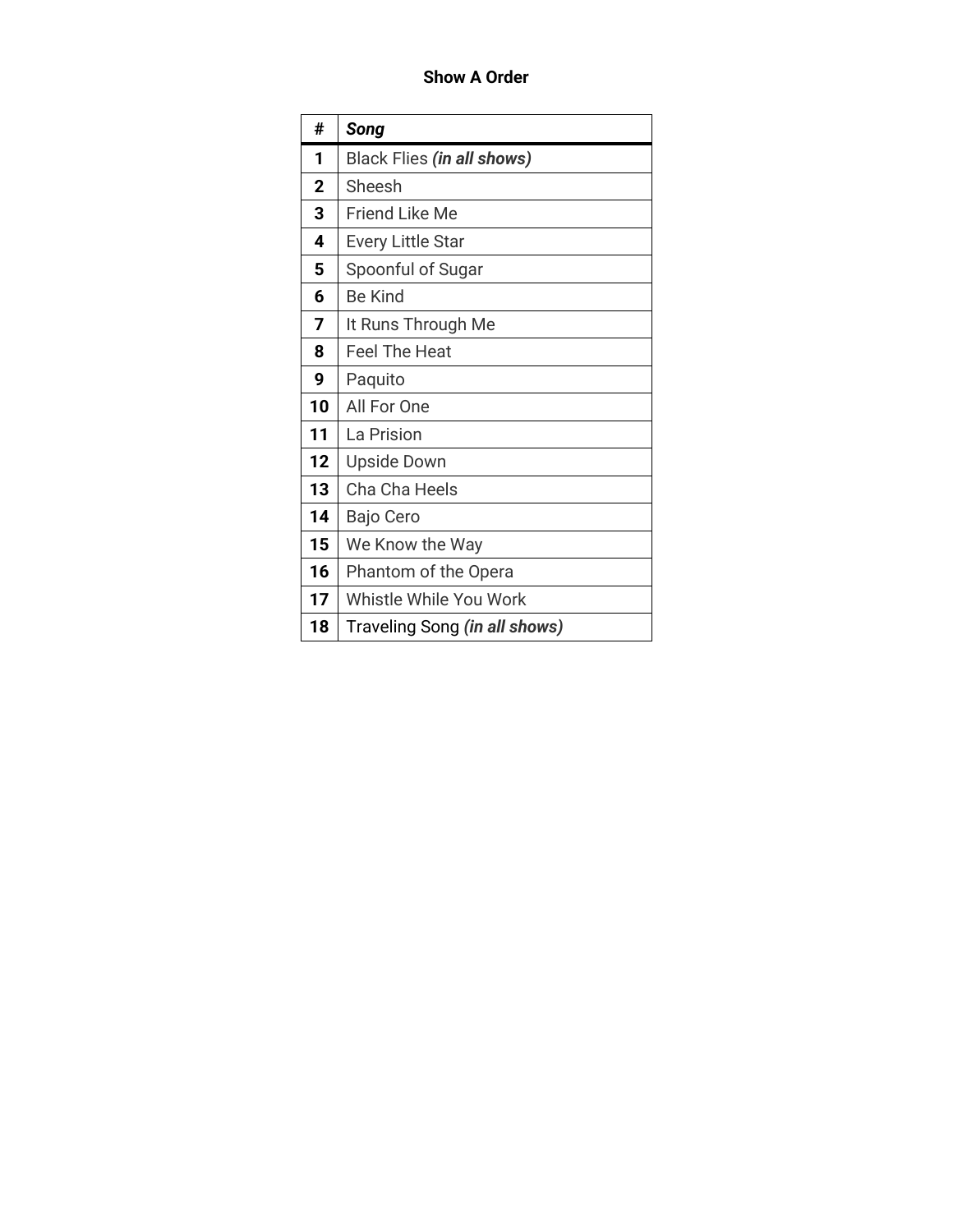# Show A Order

| # | ***Song*** |
|---|---|
| **1** | Black Flies ***(in all shows)*** |
| **2** | Sheesh |
| **3** | Friend Like Me |
| **4** | Every Little Star |
| **5** | Spoonful of Sugar |
| **6** | Be Kind |
| **7** | It Runs Through Me |
| **8** | Feel The Heat |
| **9** | Paquito |
| **10** | All For One |
| **11** | La Prision |
| **12** | Upside Down |
| **13** | Cha Cha Heels |
| **14** | Bajo Cero |
| **15** | We Know the Way |
| **16** | Phantom of the Opera |
| **17** | Whistle While You Work |
| **18** | Traveling Song ***(in all shows)*** |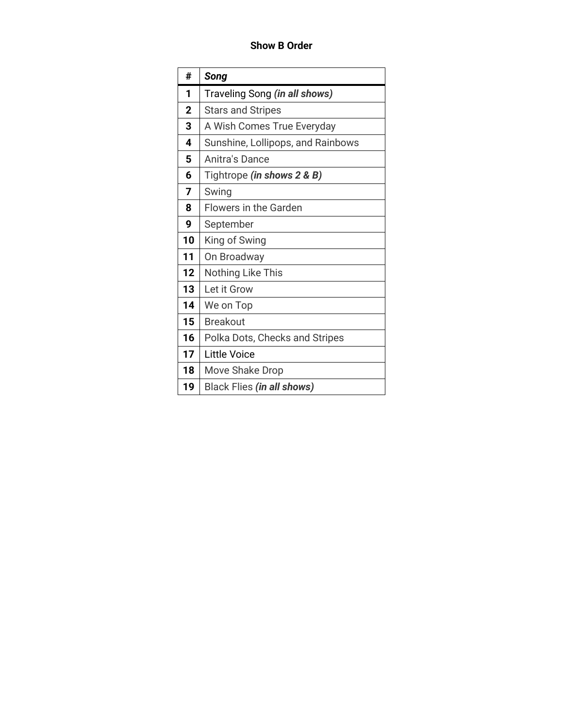**Show B Order**

| **#** | ***Song*** |
|---|---|
| **1** | Traveling Song ***(in all shows)*** |
| **2** | Stars and Stripes |
| **3** | A Wish Comes True Everyday |
| **4** | Sunshine, Lollipops, and Rainbows |
| **5** | Anitra's Dance |
| **6** | Tightrope ***(in shows 2 & B)*** |
| **7** | Swing |
| **8** | Flowers in the Garden |
| **9** | September |
| **10** | King of Swing |
| **11** | On Broadway |
| **12** | Nothing Like This |
| **13** | Let it Grow |
| **14** | We on Top |
| **15** | Breakout |
| **16** | Polka Dots, Checks and Stripes |
| **17** | Little Voice |
| **18** | Move Shake Drop |
| **19** | Black Flies ***(in all shows)*** |